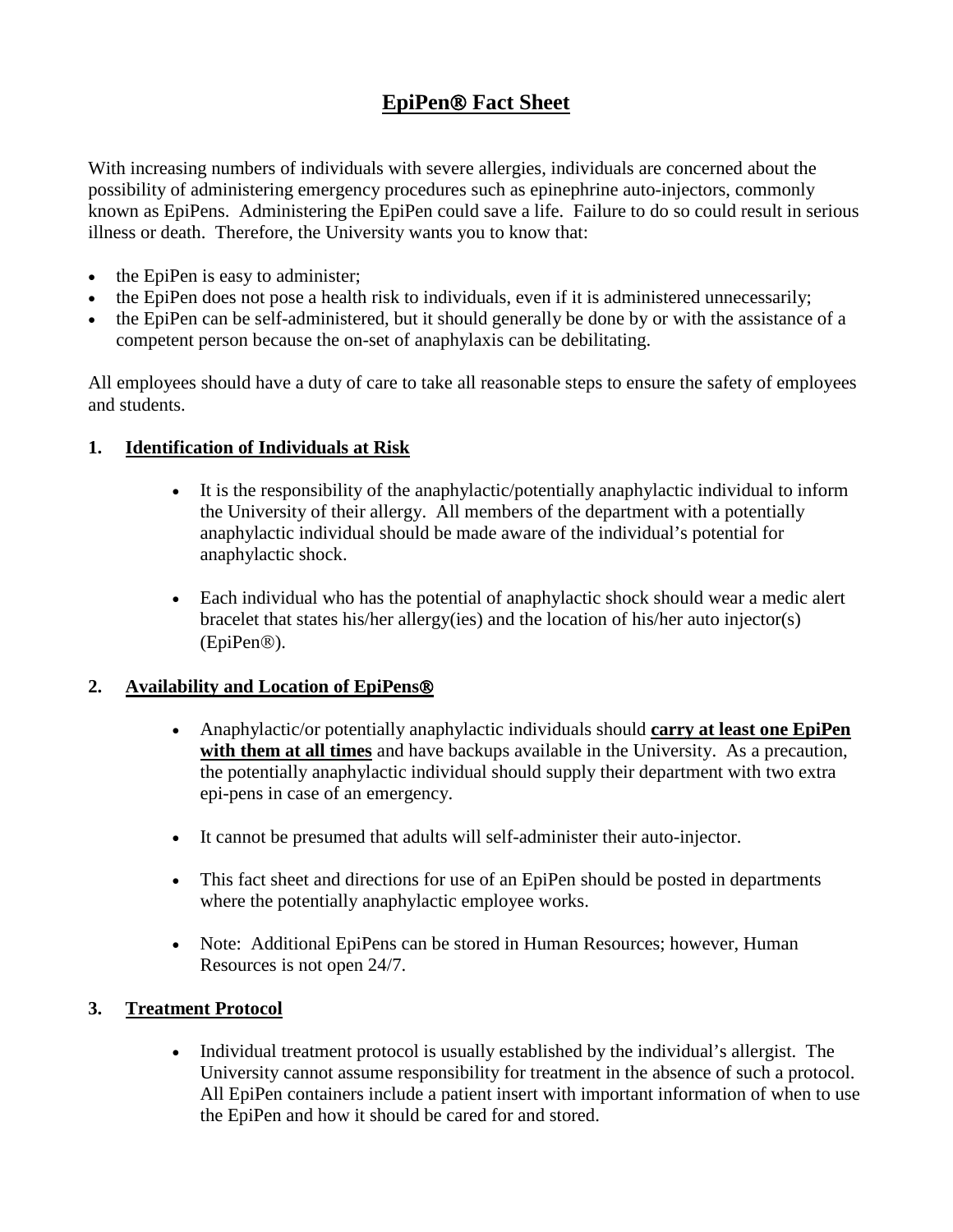# EpiPen® Fact Sheet

With increasing numbers of individuals with severe allergies, individuals are concerned about the possibility of administering emergency procedures such as epinephrine auto-injectors, commonly known as EpiPens. Administering the EpiPen could save a life. Failure to do so could result in serious illness or death. Therefore, the University wants you to know that:

- the EpiPen is easy to administer;
- the EpiPen does not pose a health risk to individuals, even if it is administered unnecessarily;
- the EpiPen can be self-administered, but it should generally be done by or with the assistance of a competent person because the on-set of anaphylaxis can be debilitating.

All employees should have a duty of care to take all reasonable steps to ensure the safety of employees and students.

## 1. Identification of Individuals at Risk

- It is the responsibility of the anaphylactic/potentially anaphylactic individual to inform the University of their allergy. All members of the department with a potentially anaphylactic individual should be made aware of the individual's potential for anaphylactic shock.

- Each individual who has the potential of anaphylactic shock should wear a medic alert bracelet that states his/her allergy(ies) and the location of his/her auto injector(s) (EpiPen®).

## 2. Availability and Location of EpiPens®

- Anaphylactic/or potentially anaphylactic individuals should **carry at least one EpiPen with them at all times** and have backups available in the University. As a precaution, the potentially anaphylactic individual should supply their department with two extra epi-pens in case of an emergency.

- It cannot be presumed that adults will self-administer their auto-injector.

- This fact sheet and directions for use of an EpiPen should be posted in departments where the potentially anaphylactic employee works.

- Note: Additional EpiPens can be stored in Human Resources; however, Human Resources is not open 24/7.

## 3. Treatment Protocol

- Individual treatment protocol is usually established by the individual's allergist. The University cannot assume responsibility for treatment in the absence of such a protocol. All EpiPen containers include a patient insert with important information of when to use the EpiPen and how it should be cared for and stored.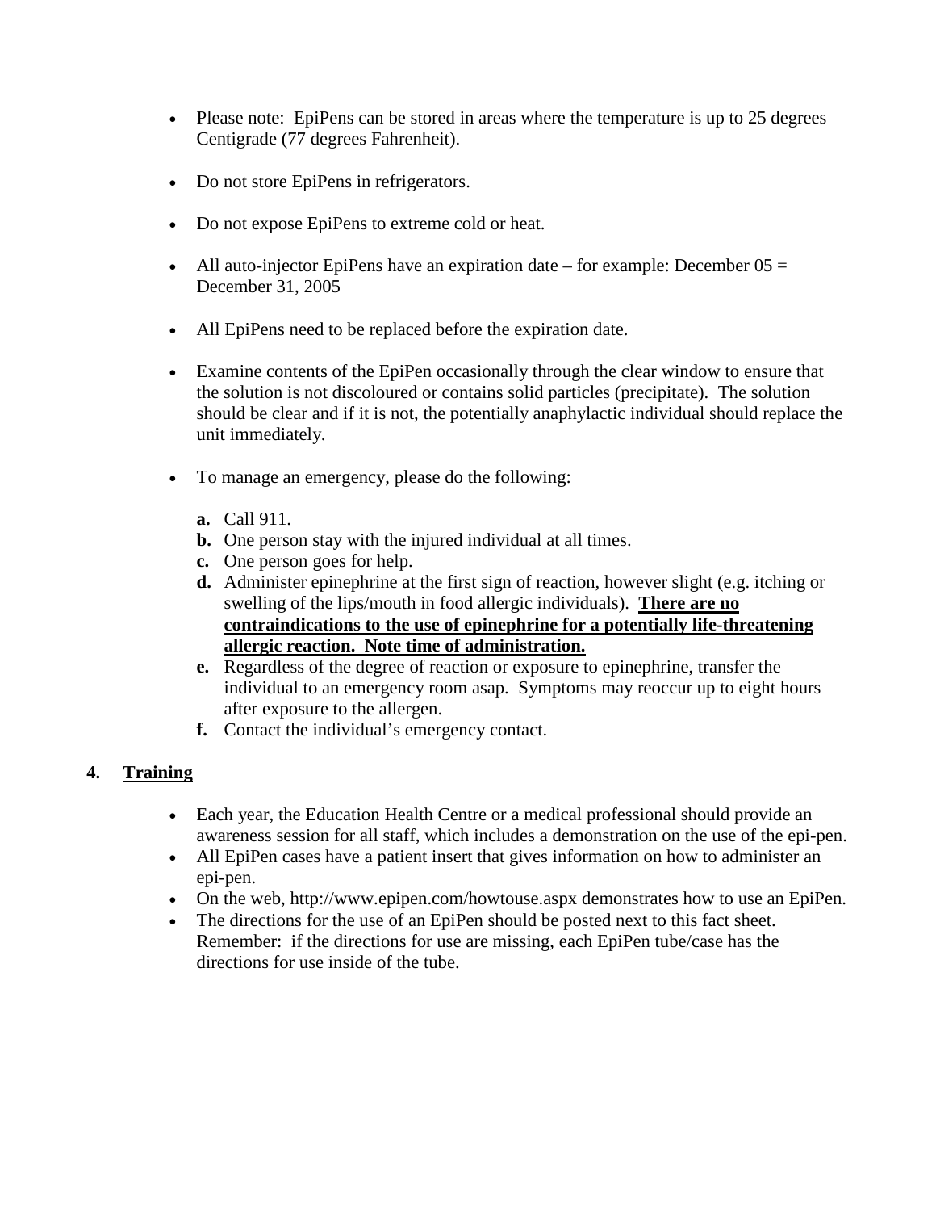- Please note: EpiPens can be stored in areas where the temperature is up to 25 degrees Centigrade (77 degrees Fahrenheit).

- Do not store EpiPens in refrigerators.

- Do not expose EpiPens to extreme cold or heat.

- All auto-injector EpiPens have an expiration date – for example: December 05 = December 31, 2005

- All EpiPens need to be replaced before the expiration date.

- Examine contents of the EpiPen occasionally through the clear window to ensure that the solution is not discoloured or contains solid particles (precipitate). The solution should be clear and if it is not, the potentially anaphylactic individual should replace the unit immediately.

- To manage an emergency, please do the following:

  **a.** Call 911.
  **b.** One person stay with the injured individual at all times.
  **c.** One person goes for help.
  **d.** Administer epinephrine at the first sign of reaction, however slight (e.g. itching or swelling of the lips/mouth in food allergic individuals). **<u>There are no contraindications to the use of epinephrine for a potentially life-threatening allergic reaction. Note time of administration.</u>**
  **e.** Regardless of the degree of reaction or exposure to epinephrine, transfer the individual to an emergency room asap. Symptoms may reoccur up to eight hours after exposure to the allergen.
  **f.** Contact the individual's emergency contact.

## 4. <u>Training</u>

- Each year, the Education Health Centre or a medical professional should provide an awareness session for all staff, which includes a demonstration on the use of the epi-pen.
- All EpiPen cases have a patient insert that gives information on how to administer an epi-pen.
- On the web, http://www.epipen.com/howtouse.aspx demonstrates how to use an EpiPen.
- The directions for the use of an EpiPen should be posted next to this fact sheet. Remember: if the directions for use are missing, each EpiPen tube/case has the directions for use inside of the tube.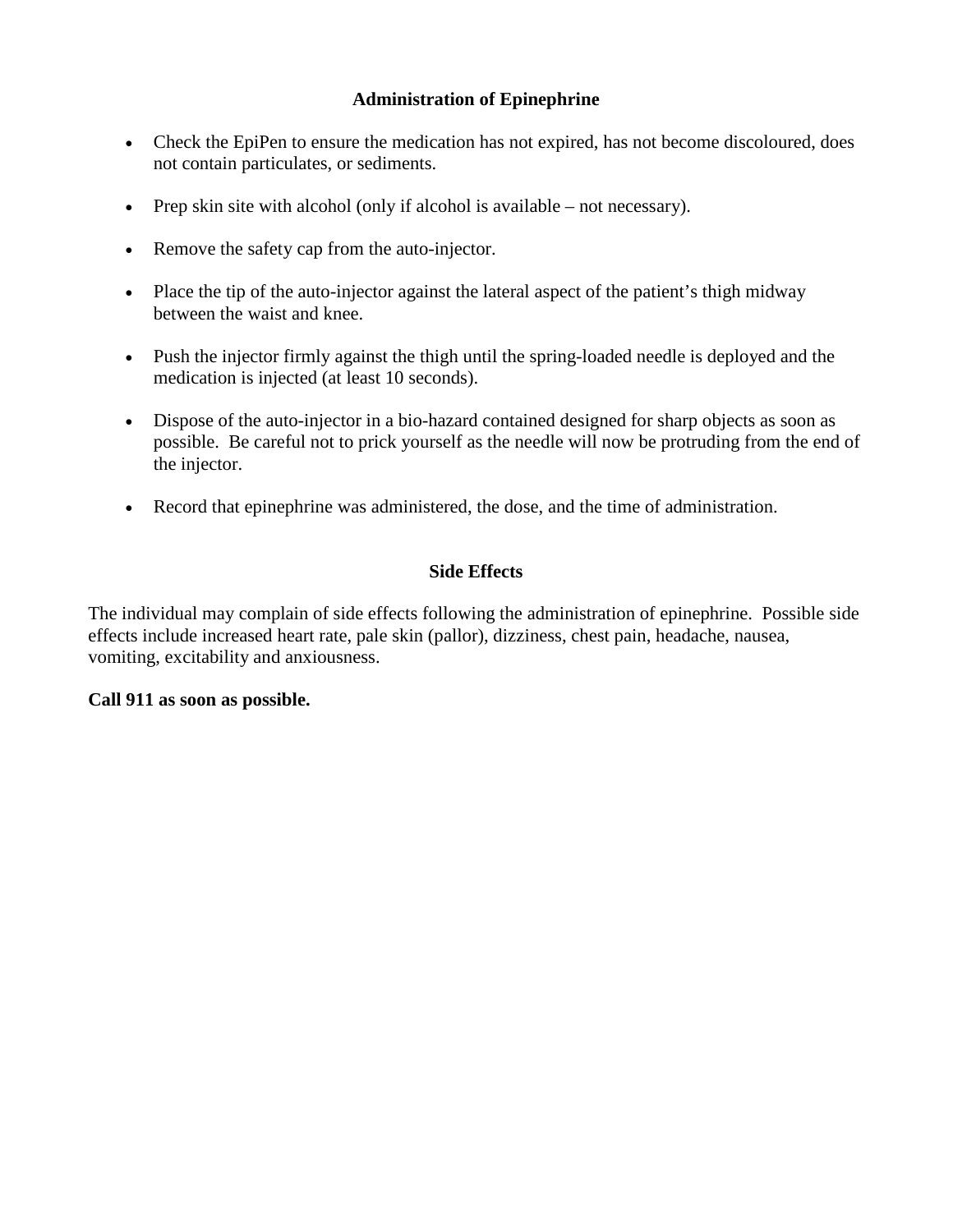## Administration of Epinephrine

- Check the EpiPen to ensure the medication has not expired, has not become discoloured, does not contain particulates, or sediments.
- Prep skin site with alcohol (only if alcohol is available – not necessary).
- Remove the safety cap from the auto-injector.
- Place the tip of the auto-injector against the lateral aspect of the patient's thigh midway between the waist and knee.
- Push the injector firmly against the thigh until the spring-loaded needle is deployed and the medication is injected (at least 10 seconds).
- Dispose of the auto-injector in a bio-hazard contained designed for sharp objects as soon as possible. Be careful not to prick yourself as the needle will now be protruding from the end of the injector.
- Record that epinephrine was administered, the dose, and the time of administration.

## Side Effects

The individual may complain of side effects following the administration of epinephrine. Possible side effects include increased heart rate, pale skin (pallor), dizziness, chest pain, headache, nausea, vomiting, excitability and anxiousness.

**Call 911 as soon as possible.**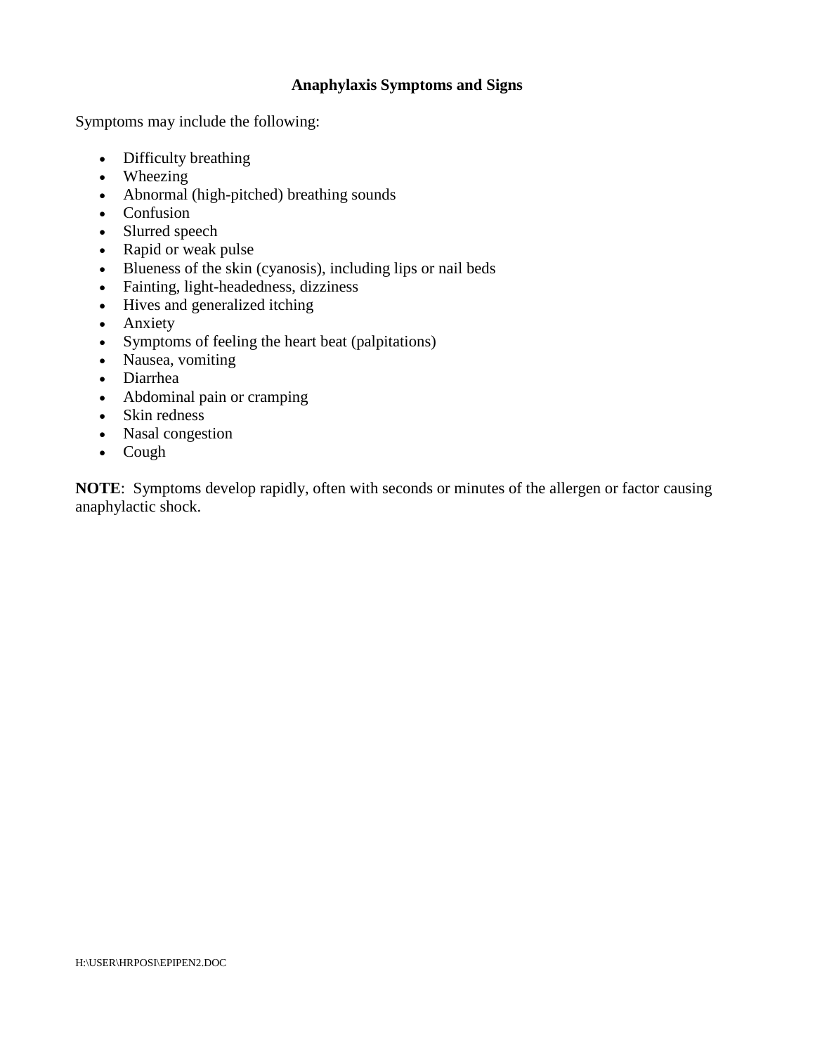## Anaphylaxis Symptoms and Signs

Symptoms may include the following:

- Difficulty breathing
- Wheezing
- Abnormal (high-pitched) breathing sounds
- Confusion
- Slurred speech
- Rapid or weak pulse
- Blueness of the skin (cyanosis), including lips or nail beds
- Fainting, light-headedness, dizziness
- Hives and generalized itching
- Anxiety
- Symptoms of feeling the heart beat (palpitations)
- Nausea, vomiting
- Diarrhea
- Abdominal pain or cramping
- Skin redness
- Nasal congestion
- Cough

**NOTE**: Symptoms develop rapidly, often with seconds or minutes of the allergen or factor causing anaphylactic shock.

H:\USER\HRPOSI\EPIPEN2.DOC